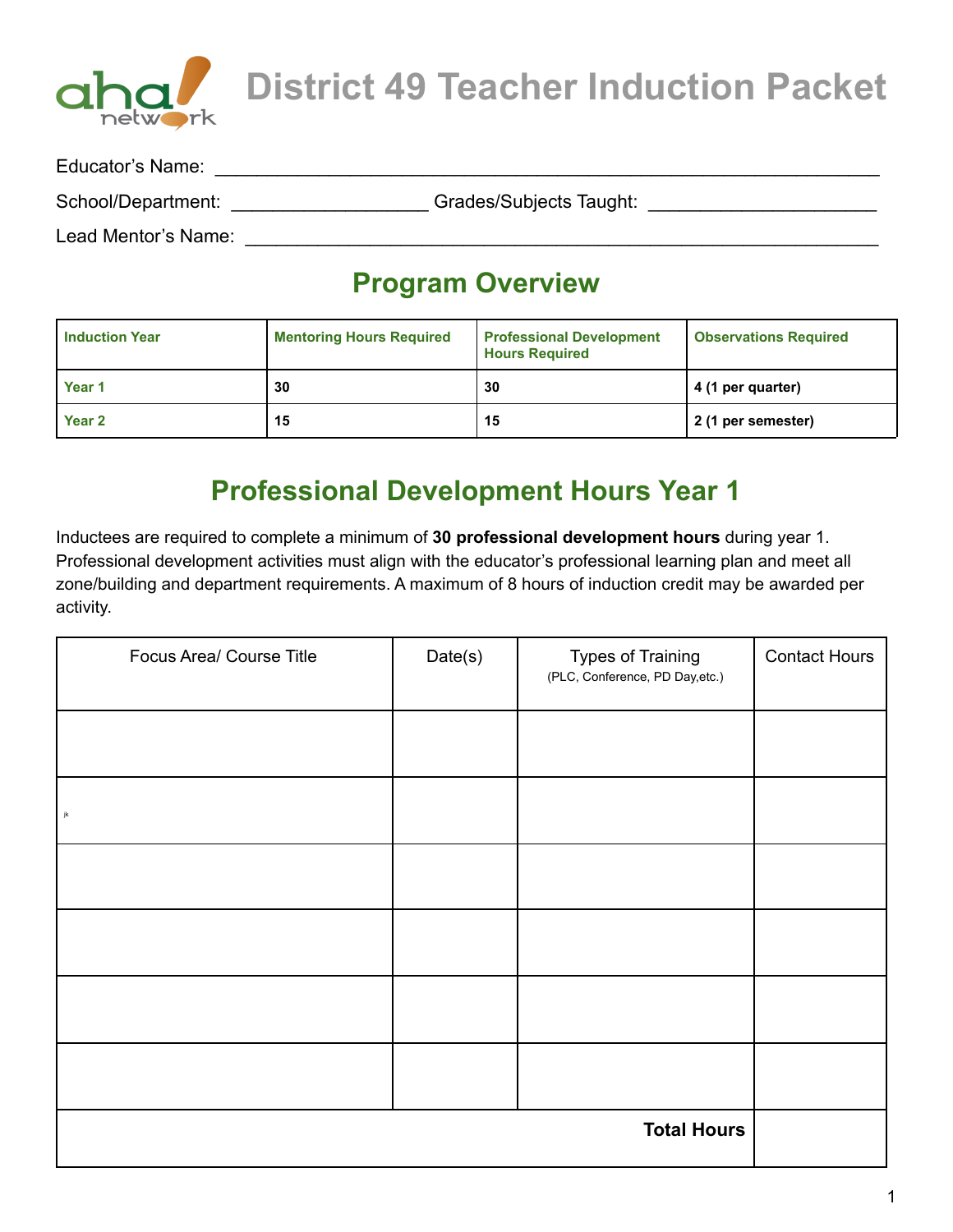# District 49 Teacher Induction Packet

Educator's Name: ___________________________________________________________

School/Department: ___________________ Grades/Subjects Taught: ______________________

Lead Mentor's Name: _________________________________________________________

## Program Overview

| Induction Year | Mentoring Hours Required | Professional Development Hours Required | Observations Required |
|---|---|---|---|
| **Year 1** | **30** | **30** | **4 (1 per quarter)** |
| **Year 2** | **15** | **15** | **2 (1 per semester)** |

## Professional Development Hours Year 1

Inductees are required to complete a minimum of **30 professional development hours** during year 1. Professional development activities must align with the educator's professional learning plan and meet all zone/building and department requirements. A maximum of 8 hours of induction credit may be awarded per activity.

| Focus Area/ Course Title | Date(s) | Types of Training (PLC, Conference, PD Day,etc.) | Contact Hours |
|---|---|---|---|
| | | | |
| | | | |
| | | | |
| | | | |
| | | | |
| | | | |
| | | **Total Hours** | |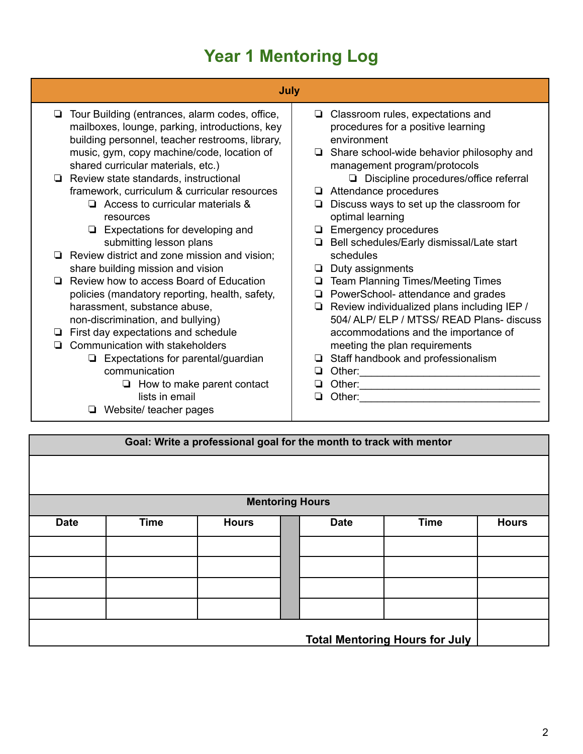# Year 1 Mentoring Log

## July

- ❏ Tour Building (entrances, alarm codes, office, mailboxes, lounge, parking, introductions, key building personnel, teacher restrooms, library, music, gym, copy machine/code, location of shared curricular materials, etc.)
- ❏ Review state standards, instructional framework, curriculum & curricular resources
  - ❏ Access to curricular materials & resources
  - ❏ Expectations for developing and submitting lesson plans
- ❏ Review district and zone mission and vision; share building mission and vision
- ❏ Review how to access Board of Education policies (mandatory reporting, health, safety, harassment, substance abuse, non-discrimination, and bullying)
- ❏ First day expectations and schedule
- ❏ Communication with stakeholders
  - ❏ Expectations for parental/guardian communication
    - ❏ How to make parent contact lists in email
  - ❏ Website/ teacher pages
- ❏ Classroom rules, expectations and procedures for a positive learning environment
- ❏ Share school-wide behavior philosophy and management program/protocols
  - ❏ Discipline procedures/office referral
- ❏ Attendance procedures
- ❏ Discuss ways to set up the classroom for optimal learning
- ❏ Emergency procedures
- ❏ Bell schedules/Early dismissal/Late start schedules
- ❏ Duty assignments
- ❏ Team Planning Times/Meeting Times
- ❏ PowerSchool- attendance and grades
- ❏ Review individualized plans including IEP / 504/ ALP/ ELP / MTSS/ READ Plans- discuss accommodations and the importance of meeting the plan requirements
- ❏ Staff handbook and professionalism
- ❏ Other:______________________________
- ❏ Other:______________________________
- ❏ Other:______________________________

**Goal: Write a professional goal for the month to track with mentor**

**Mentoring Hours**

| Date | Time | Hours | | Date | Time | Hours |
|---|---|---|---|---|---|---|
| | | | | | | |
| | | | | | | |
| | | | | | | |
| | | | | | | |
| | | | | | **Total Mentoring Hours for July** | |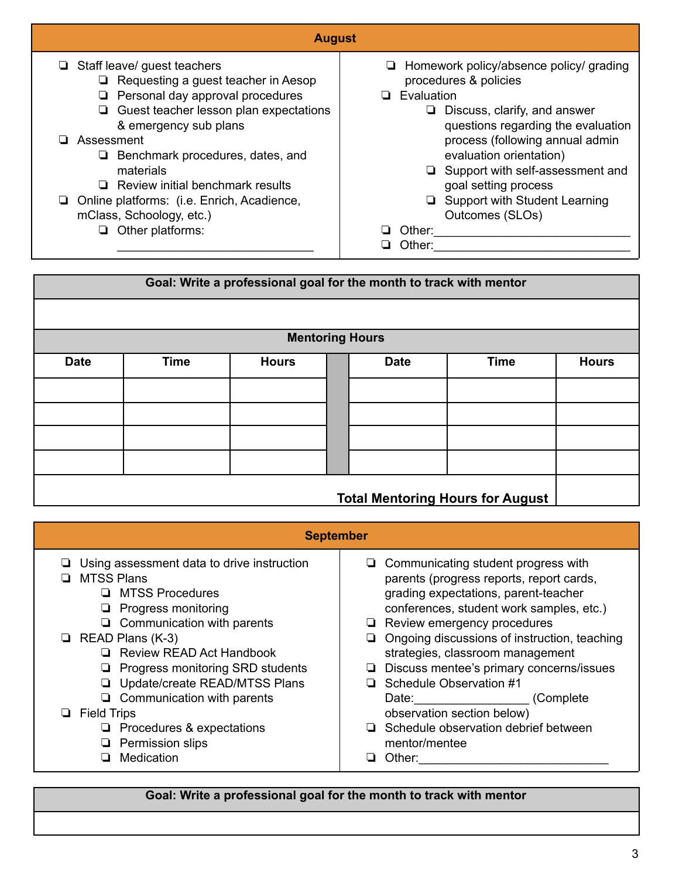## August

- ❑ Staff leave/ guest teachers
  - ❑ Requesting a guest teacher in Aesop
  - ❑ Personal day approval procedures
  - ❑ Guest teacher lesson plan expectations & emergency sub plans
- ❑ Assessment
  - ❑ Benchmark procedures, dates, and materials
  - ❑ Review initial benchmark results
- ❑ Online platforms: (i.e. Enrich, Acadience, mClass, Schoology, etc.)
  - ❑ Other platforms: ______________________________
- ❑ Homework policy/absence policy/ grading procedures & policies
- ❑ Evaluation
  - ❑ Discuss, clarify, and answer questions regarding the evaluation process (following annual admin evaluation orientation)
  - ❑ Support with self-assessment and goal setting process
  - ❑ Support with Student Learning Outcomes (SLOs)
- ❑ Other:______________________________
- ❑ Other:______________________________

**Goal: Write a professional goal for the month to track with mentor**

| | | | | | | |
|---|---|---|---|---|---|---|

**Mentoring Hours**

| Date | Time | Hours | | Date | Time | Hours |
|---|---|---|---|---|---|---|
| | | | | | | |
| | | | | | | |
| | | | | | | |
| | | | | | | |
| | | | | | **Total Mentoring Hours for August** | |

## September

- ❑ Using assessment data to drive instruction
- ❑ MTSS Plans
  - ❑ MTSS Procedures
  - ❑ Progress monitoring
  - ❑ Communication with parents
- ❑ READ Plans (K-3)
  - ❑ Review READ Act Handbook
  - ❑ Progress monitoring SRD students
  - ❑ Update/create READ/MTSS Plans
  - ❑ Communication with parents
- ❑ Field Trips
  - ❑ Procedures & expectations
  - ❑ Permission slips
  - ❑ Medication
- ❑ Communicating student progress with parents (progress reports, report cards, grading expectations, parent-teacher conferences, student work samples, etc.)
- ❑ Review emergency procedures
- ❑ Ongoing discussions of instruction, teaching strategies, classroom management
- ❑ Discuss mentee's primary concerns/issues
- ❑ Schedule Observation #1 Date:_________________ (Complete observation section below)
- ❑ Schedule observation debrief between mentor/mentee
- ❑ Other:_____________________________

**Goal: Write a professional goal for the month to track with mentor**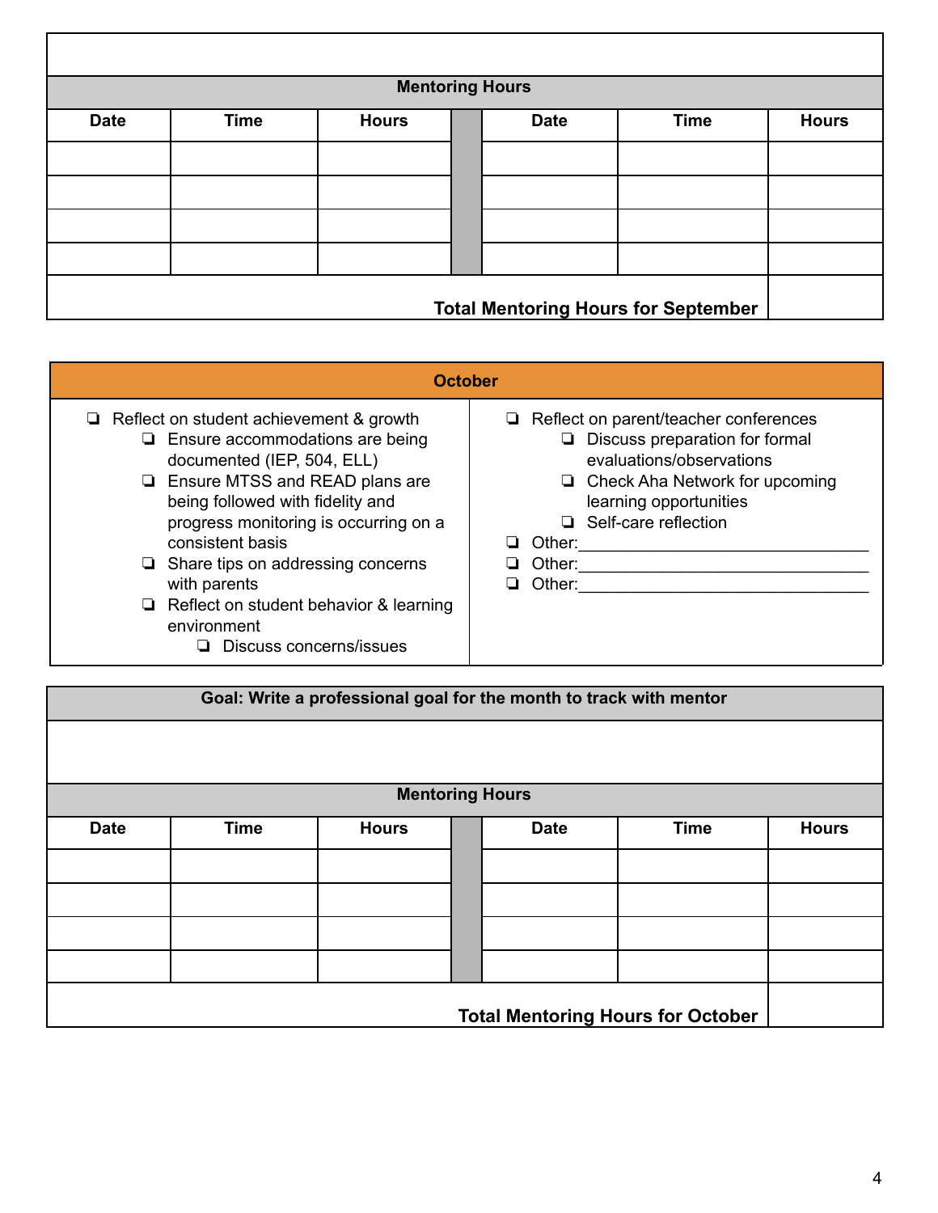| | | | | | | |
|---|---|---|---|---|---|---|
| | | | | | | |

**Mentoring Hours**

| Date | Time | Hours | | Date | Time | Hours |
|---|---|---|---|---|---|---|
| | | | | | | |
| | | | | | | |
| | | | | | | |
| | | | | | | |
| | | | | | **Total Mentoring Hours for September** | |

## October

- ❏ Reflect on student achievement & growth
  - ❏ Ensure accommodations are being documented (IEP, 504, ELL)
  - ❏ Ensure MTSS and READ plans are being followed with fidelity and progress monitoring is occurring on a consistent basis
  - ❏ Share tips on addressing concerns with parents
  - ❏ Reflect on student behavior & learning environment
    - ❏ Discuss concerns/issues
- ❏ Reflect on parent/teacher conferences
  - ❏ Discuss preparation for formal evaluations/observations
  - ❏ Check Aha Network for upcoming learning opportunities
  - ❏ Self-care reflection
- ❏ Other:______________________________
- ❏ Other:______________________________
- ❏ Other:______________________________

**Goal: Write a professional goal for the month to track with mentor**

**Mentoring Hours**

| Date | Time | Hours | | Date | Time | Hours |
|---|---|---|---|---|---|---|
| | | | | | | |
| | | | | | | |
| | | | | | | |
| | | | | | | |
| | | | | | **Total Mentoring Hours for October** | |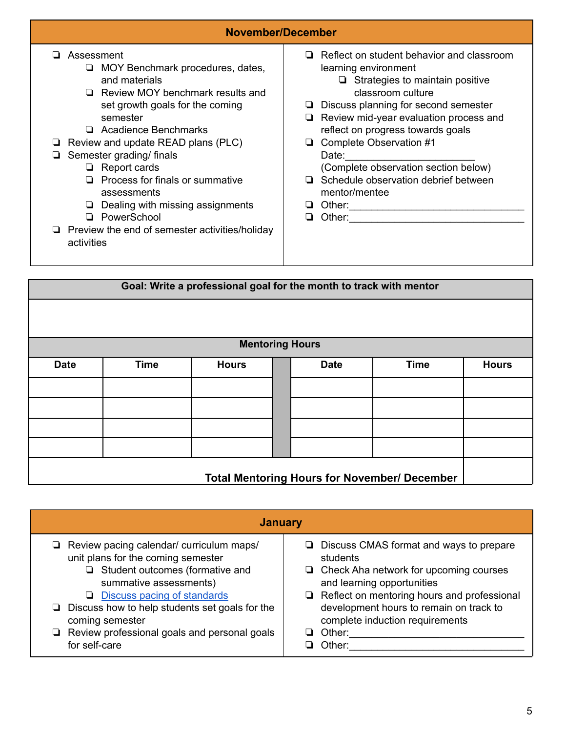## November/December

- ❏ Assessment
  - ❏ MOY Benchmark procedures, dates, and materials
  - ❏ Review MOY benchmark results and set growth goals for the coming semester
  - ❏ Acadience Benchmarks
- ❏ Review and update READ plans (PLC)
- ❏ Semester grading/ finals
  - ❏ Report cards
  - ❏ Process for finals or summative assessments
  - ❏ Dealing with missing assignments
  - ❏ PowerSchool
- ❏ Preview the end of semester activities/holiday activities
- ❏ Reflect on student behavior and classroom learning environment
  - ❏ Strategies to maintain positive classroom culture
- ❏ Discuss planning for second semester
- ❏ Review mid-year evaluation process and reflect on progress towards goals
- ❏ Complete Observation #1
  Date:_______________________
  (Complete observation section below)
- ❏ Schedule observation debrief between mentor/mentee
- ❏ Other:_____________________________
- ❏ Other:_____________________________

**Goal: Write a professional goal for the month to track with mentor**

&nbsp;

**Mentoring Hours**

| Date | Time | Hours | | Date | Time | Hours |
|---|---|---|---|---|---|---|
| | | | | | | |
| | | | | | | |
| | | | | | | |
| | | | | | | |
| **Total Mentoring Hours for November/ December** | | | | | | |

## January

- ❏ Review pacing calendar/ curriculum maps/ unit plans for the coming semester
  - ❏ Student outcomes (formative and summative assessments)
  - ❏ [Discuss pacing of standards]()
- ❏ Discuss how to help students set goals for the coming semester
- ❏ Review professional goals and personal goals for self-care
- ❏ Discuss CMAS format and ways to prepare students
- ❏ Check Aha network for upcoming courses and learning opportunities
- ❏ Reflect on mentoring hours and professional development hours to remain on track to complete induction requirements
- ❏ Other:_____________________________
- ❏ Other:_____________________________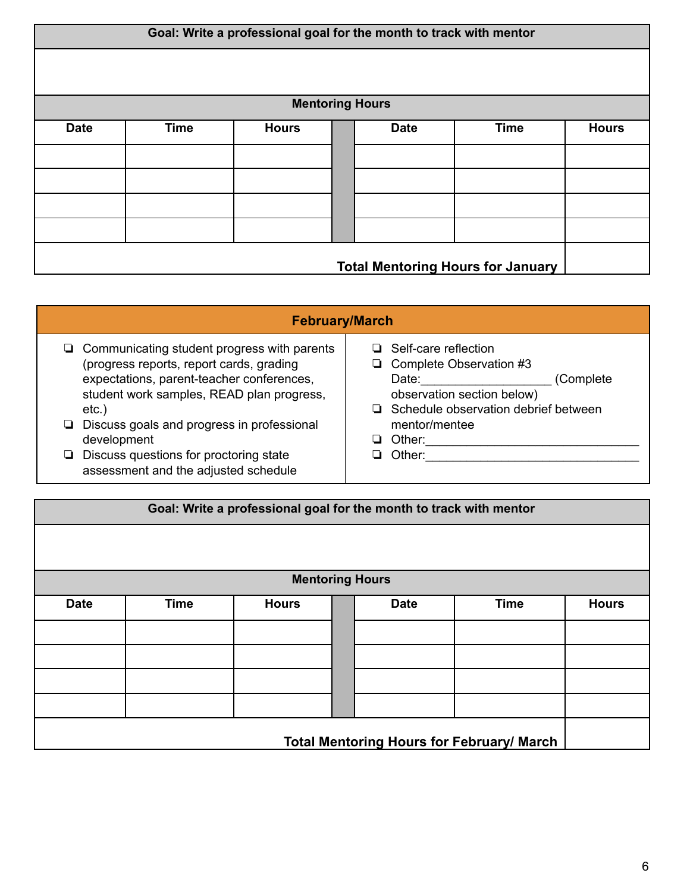| Goal: Write a professional goal for the month to track with mentor | | | | | | |
|---|---|---|---|---|---|---|
| | | | | | | |
| **Mentoring Hours** | | | | | | |
| **Date** | **Time** | **Hours** | | **Date** | **Time** | **Hours** |
| | | | | | | |
| | | | | | | |
| | | | | | | |
| | | | | | | |
| | | | | | **Total Mentoring Hours for January** | |

## February/March

- ❏ Communicating student progress with parents (progress reports, report cards, grading expectations, parent-teacher conferences, student work samples, READ plan progress, etc.)
- ❏ Discuss goals and progress in professional development
- ❏ Discuss questions for proctoring state assessment and the adjusted schedule
- ❏ Self-care reflection
- ❏ Complete Observation #3 Date:___________________ (Complete observation section below)
- ❏ Schedule observation debrief between mentor/mentee
- ❏ Other:_______________________________
- ❏ Other:_______________________________

| Goal: Write a professional goal for the month to track with mentor | | | | | | |
|---|---|---|---|---|---|---|
| | | | | | | |
| **Mentoring Hours** | | | | | | |
| **Date** | **Time** | **Hours** | | **Date** | **Time** | **Hours** |
| | | | | | | |
| | | | | | | |
| | | | | | | |
| | | | | | | |
| | | | | | **Total Mentoring Hours for February/ March** | |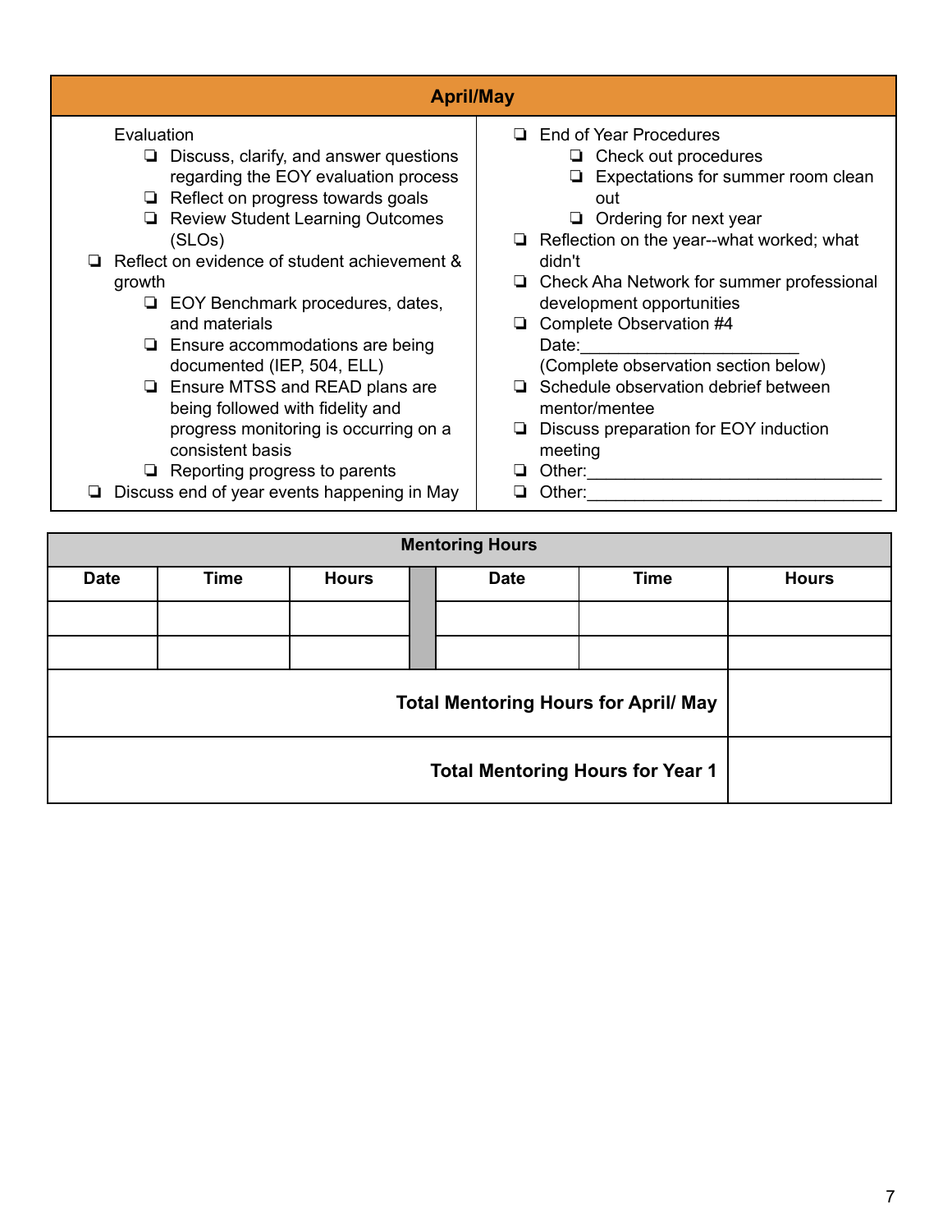## April/May

- Evaluation
  - ❏ Discuss, clarify, and answer questions regarding the EOY evaluation process
  - ❏ Reflect on progress towards goals
  - ❏ Review Student Learning Outcomes (SLOs)
- ❏ Reflect on evidence of student achievement & growth
  - ❏ EOY Benchmark procedures, dates, and materials
  - ❏ Ensure accommodations are being documented (IEP, 504, ELL)
  - ❏ Ensure MTSS and READ plans are being followed with fidelity and progress monitoring is occurring on a consistent basis
  - ❏ Reporting progress to parents
- ❏ Discuss end of year events happening in May
- ❏ End of Year Procedures
  - ❏ Check out procedures
  - ❏ Expectations for summer room clean out
  - ❏ Ordering for next year
- ❏ Reflection on the year--what worked; what didn't
- ❏ Check Aha Network for summer professional development opportunities
- ❏ Complete Observation #4
  Date:_______________________
  (Complete observation section below)
- ❏ Schedule observation debrief between mentor/mentee
- ❏ Discuss preparation for EOY induction meeting
- ❏ Other:________________________________
- ❏ Other:________________________________

**Mentoring Hours**

| Date | Time | Hours | | Date | Time | Hours |
|---|---|---|---|---|---|---|
| | | | | | | |
| | | | | | | |
| **Total Mentoring Hours for April/ May** | | | | | | |
| **Total Mentoring Hours for Year 1** | | | | | | |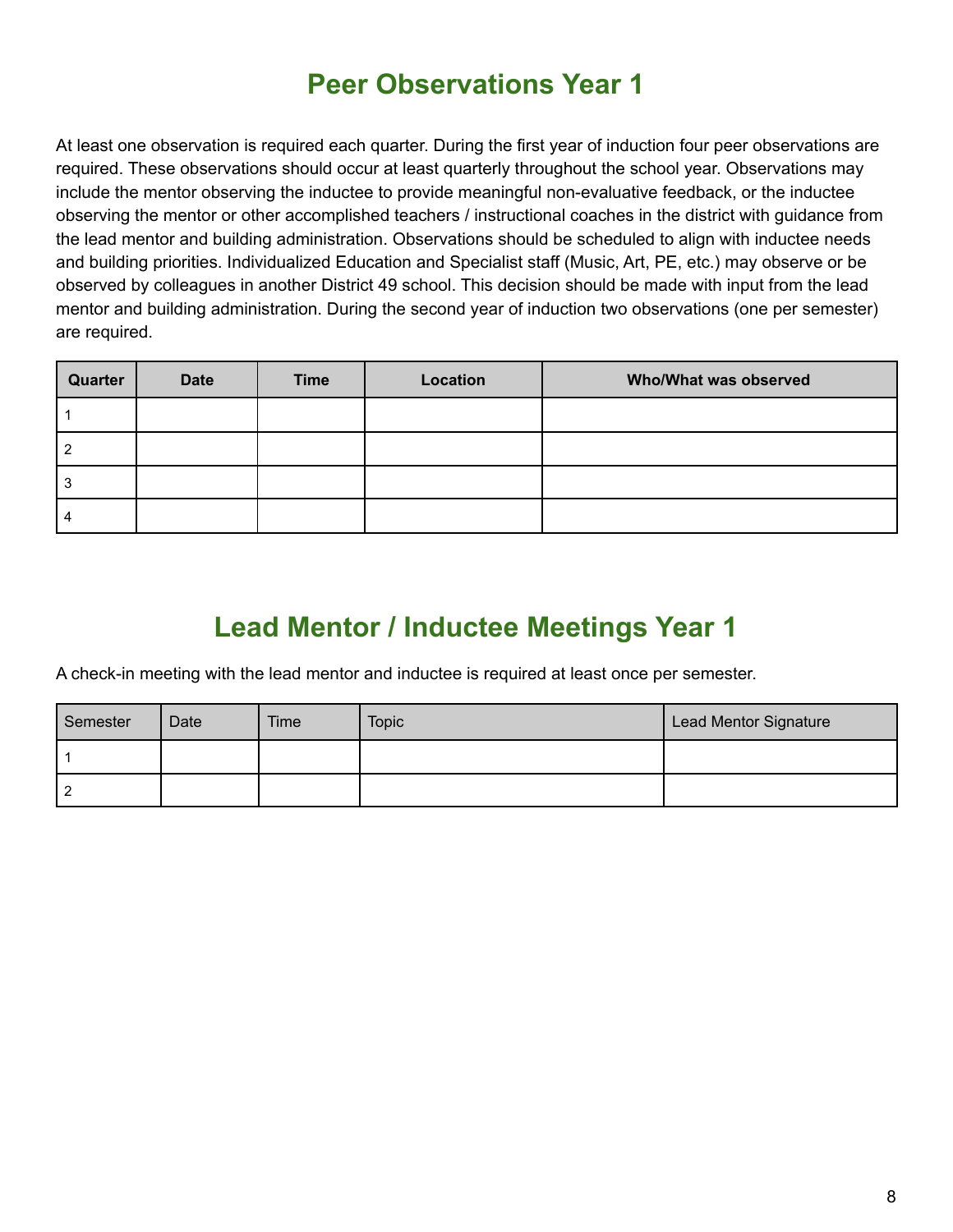## Peer Observations Year 1

At least one observation is required each quarter. During the first year of induction four peer observations are required. These observations should occur at least quarterly throughout the school year. Observations may include the mentor observing the inductee to provide meaningful non-evaluative feedback, or the inductee observing the mentor or other accomplished teachers / instructional coaches in the district with guidance from the lead mentor and building administration. Observations should be scheduled to align with inductee needs and building priorities. Individualized Education and Specialist staff (Music, Art, PE, etc.) may observe or be observed by colleagues in another District 49 school. This decision should be made with input from the lead mentor and building administration. During the second year of induction two observations (one per semester) are required.

| Quarter | Date | Time | Location | Who/What was observed |
|---|---|---|---|---|
| 1 | | | | |
| 2 | | | | |
| 3 | | | | |
| 4 | | | | |

## Lead Mentor / Inductee Meetings Year 1

A check-in meeting with the lead mentor and inductee is required at least once per semester.

| Semester | Date | Time | Topic | Lead Mentor Signature |
|---|---|---|---|---|
| 1 | | | | |
| 2 | | | | |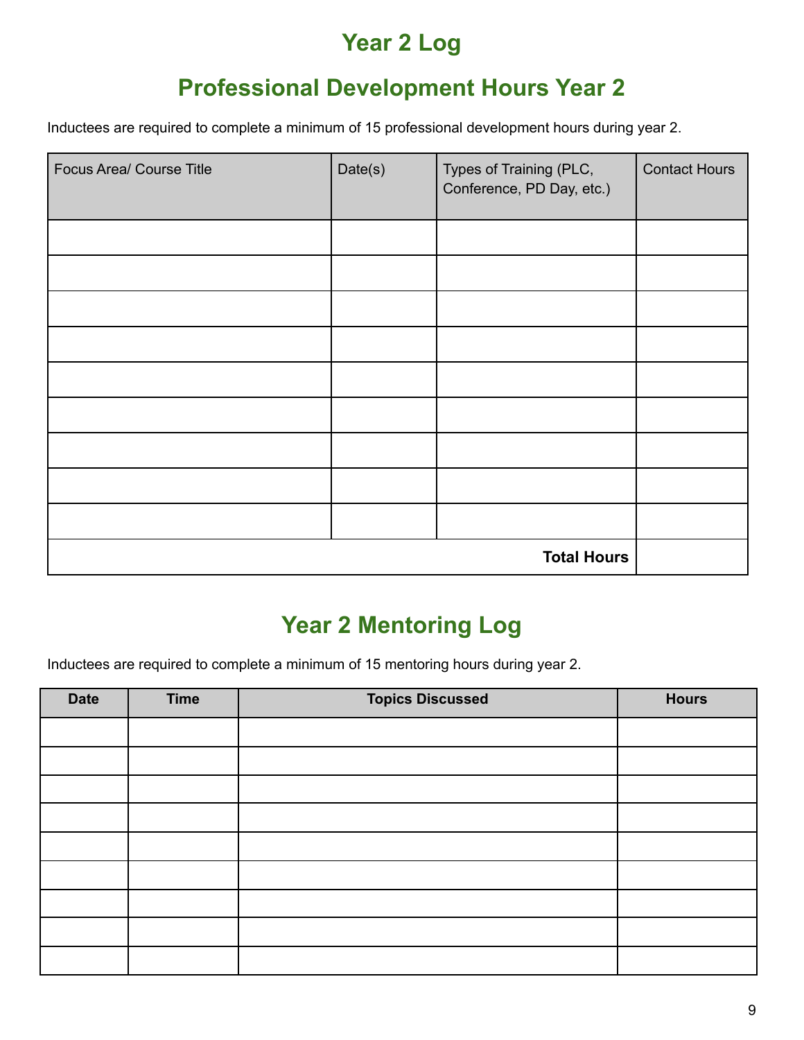# Year 2 Log

## Professional Development Hours Year 2

Inductees are required to complete a minimum of 15 professional development hours during year 2.

| Focus Area/ Course Title | Date(s) | Types of Training (PLC, Conference, PD Day, etc.) | Contact Hours |
|---|---|---|---|
| | | | |
| | | | |
| | | | |
| | | | |
| | | | |
| | | | |
| | | | |
| | | | |
| | | | |
| | | **Total Hours** | |

## Year 2 Mentoring Log

Inductees are required to complete a minimum of 15 mentoring hours during year 2.

| Date | Time | Topics Discussed | Hours |
|---|---|---|---|
| | | | |
| | | | |
| | | | |
| | | | |
| | | | |
| | | | |
| | | | |
| | | | |
| | | | |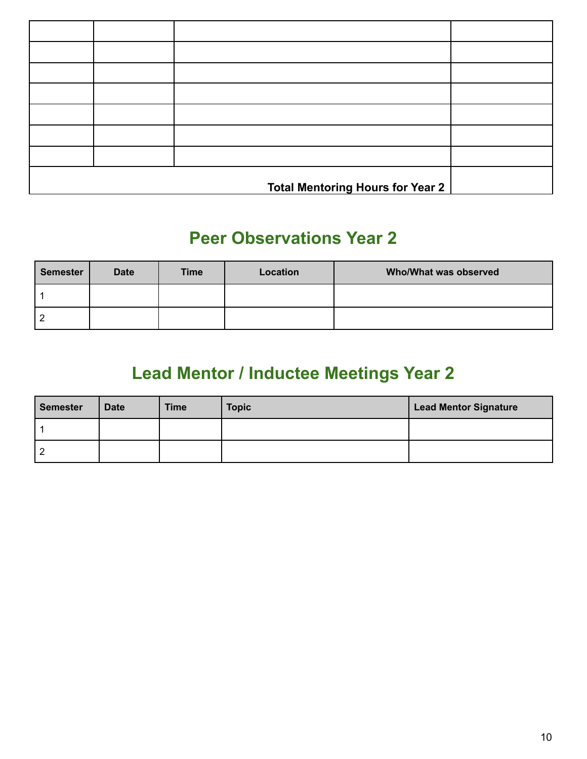| | | | |
|---|---|---|---|
| | | | |
| | | | |
| | | | |
| | | | |
| | | | |
| | | | |
| | | | |
| **Total Mentoring Hours for Year 2** | | | |

## Peer Observations Year 2

| Semester | Date | Time | Location | Who/What was observed |
|---|---|---|---|---|
| 1 | | | | |
| 2 | | | | |

## Lead Mentor / Inductee Meetings Year 2

| Semester | Date | Time | Topic | Lead Mentor Signature |
|---|---|---|---|---|
| 1 | | | | |
| 2 | | | | |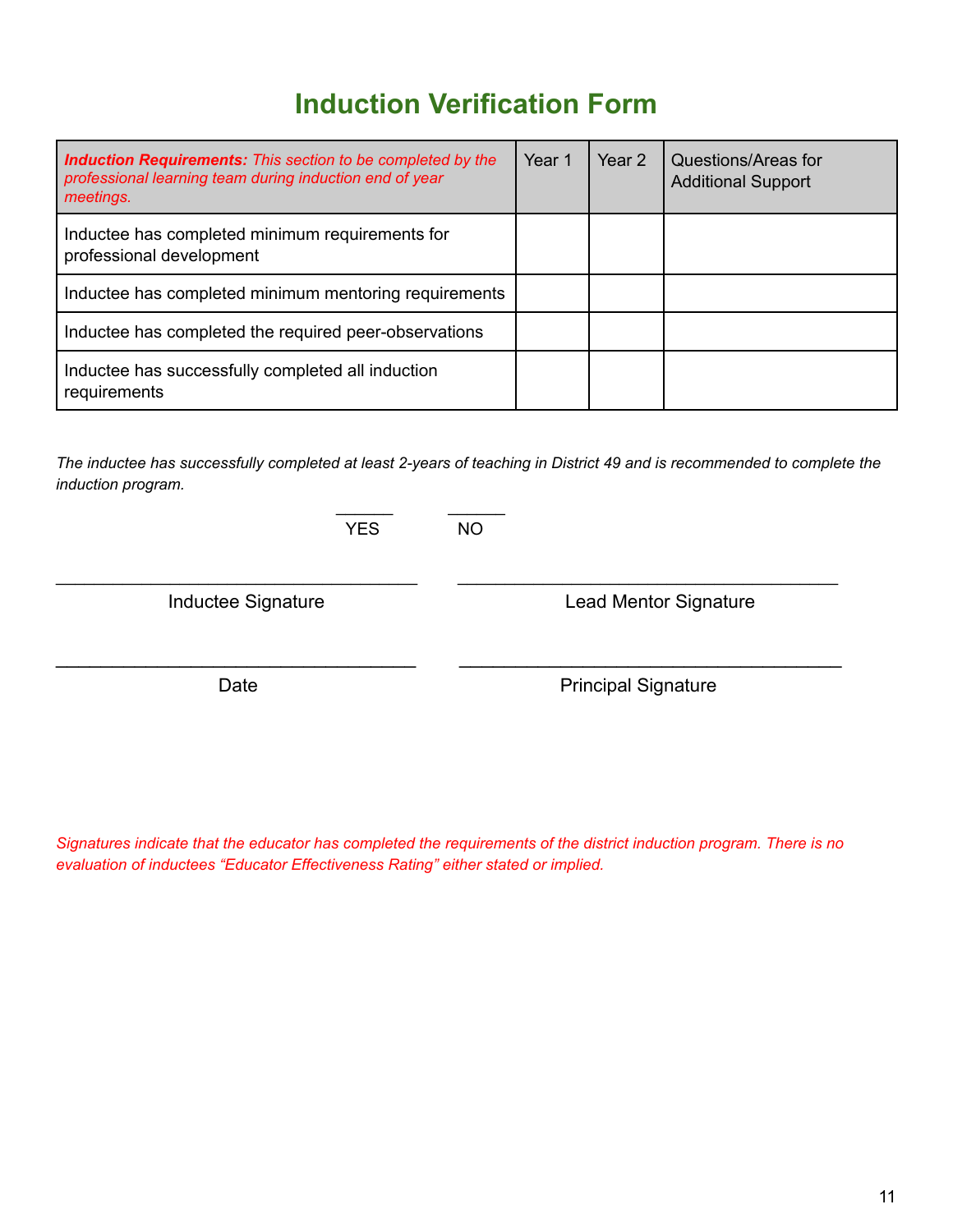# Induction Verification Form

| ***Induction Requirements:*** *This section to be completed by the professional learning team during induction end of year meetings.* | Year 1 | Year 2 | Questions/Areas for Additional Support |
|---|---|---|---|
| Inductee has completed minimum requirements for professional development | | | |
| Inductee has completed minimum mentoring requirements | | | |
| Inductee has completed the required peer-observations | | | |
| Inductee has successfully completed all induction requirements | | | |

*The inductee has successfully completed at least 2-years of teaching in District 49 and is recommended to complete the induction program.*

______ YES ______ NO

___________________________________ Inductee Signature

___________________________________ Lead Mentor Signature

___________________________________ Date

___________________________________ Principal Signature

*Signatures indicate that the educator has completed the requirements of the district induction program. There is no evaluation of inductees "Educator Effectiveness Rating" either stated or implied.*